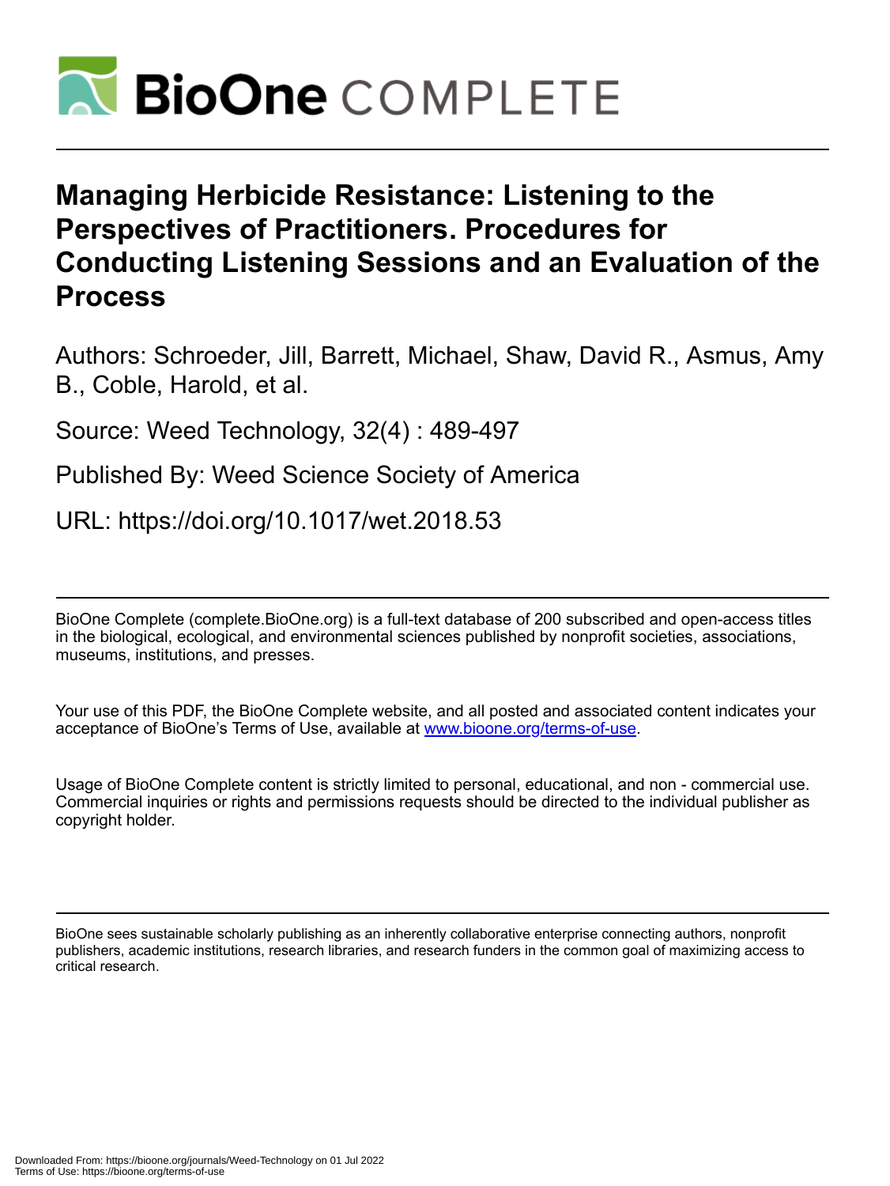# Managing Herbicide Resistance: Listening to the Perspectives of Practitioners. Procedures for Conducting Listening Sessions and an Evaluation of the Process

Authors: Schroeder, Jill, Barrett, Michael, Shaw, David R., Asmus, Amy B., Coble, Harold, et al.

Source: Weed Technology, 32(4) : 489-497

Published By: Weed Science Society of America

URL: https://doi.org/10.1017/wet.2018.53

---

BioOne Complete (complete.BioOne.org) is a full-text database of 200 subscribed and open-access titles in the biological, ecological, and environmental sciences published by nonprofit societies, associations, museums, institutions, and presses.

Your use of this PDF, the BioOne Complete website, and all posted and associated content indicates your acceptance of BioOne's Terms of Use, available at www.bioone.org/terms-of-use.

Usage of BioOne Complete content is strictly limited to personal, educational, and non - commercial use. Commercial inquiries or rights and permissions requests should be directed to the individual publisher as copyright holder.

---

BioOne sees sustainable scholarly publishing as an inherently collaborative enterprise connecting authors, nonprofit publishers, academic institutions, research libraries, and research funders in the common goal of maximizing access to critical research.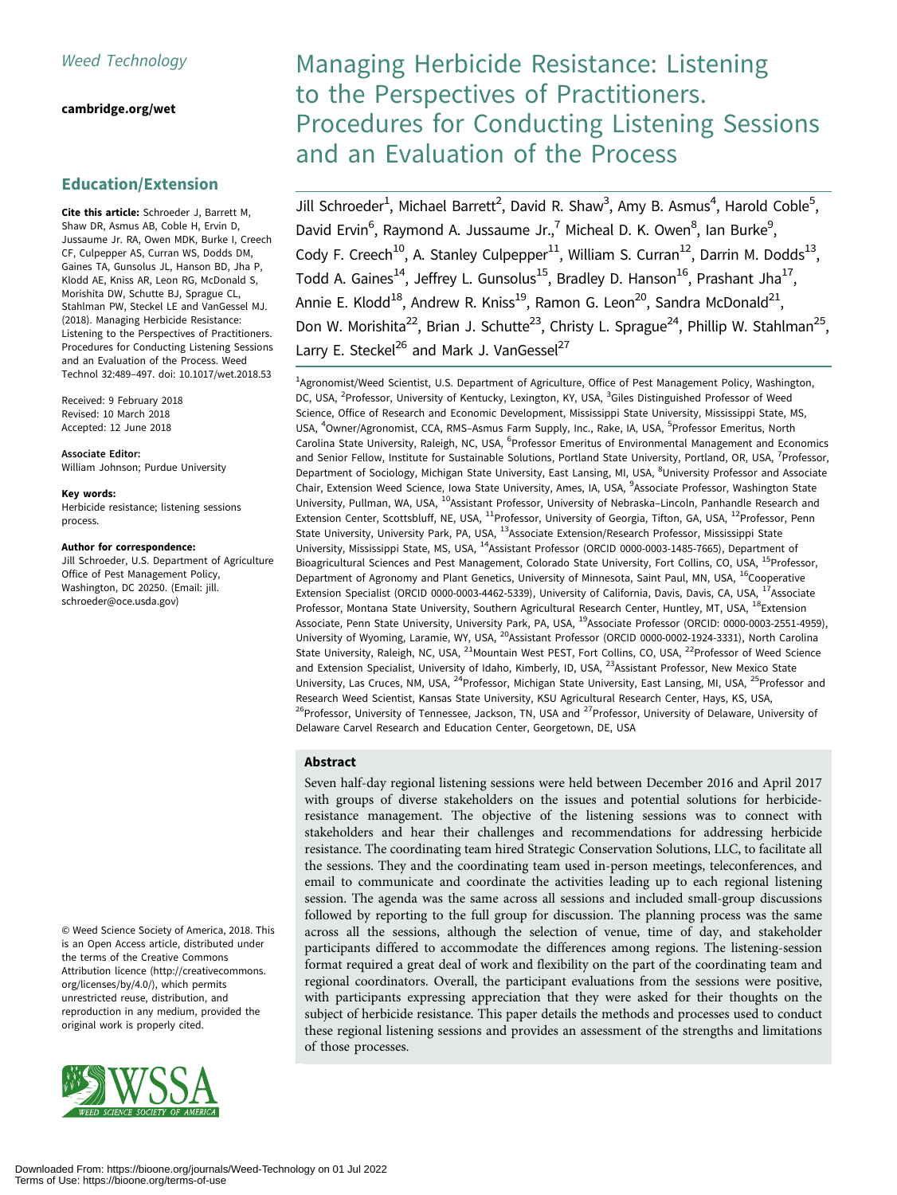*Weed Technology*

**cambridge.org/wet**

## Education/Extension

**Cite this article:** Schroeder J, Barrett M, Shaw DR, Asmus AB, Coble H, Ervin D, Jussaume Jr. RA, Owen MDK, Burke I, Creech CF, Culpepper AS, Curran WS, Dodds DM, Gaines TA, Gunsolus JL, Hanson BD, Jha P, Klodd AE, Kniss AR, Leon RG, McDonald S, Morishita DW, Schutte BJ, Sprague CL, Stahlman PW, Steckel LE and VanGessel MJ. (2018). Managing Herbicide Resistance: Listening to the Perspectives of Practitioners. Procedures for Conducting Listening Sessions and an Evaluation of the Process. Weed Technol 32:489–497. doi: 10.1017/wet.2018.53

Received: 9 February 2018
Revised: 10 March 2018
Accepted: 12 June 2018

**Associate Editor:**
William Johnson; Purdue University

**Key words:**
Herbicide resistance; listening sessions process.

**Author for correspondence:**
Jill Schroeder, U.S. Department of Agriculture Office of Pest Management Policy, Washington, DC 20250. (Email: jill.schroeder@oce.usda.gov)

© Weed Science Society of America, 2018. This is an Open Access article, distributed under the terms of the Creative Commons Attribution licence (http://creativecommons.org/licenses/by/4.0/), which permits unrestricted reuse, distribution, and reproduction in any medium, provided the original work is properly cited.

# Managing Herbicide Resistance: Listening to the Perspectives of Practitioners. Procedures for Conducting Listening Sessions and an Evaluation of the Process

Jill Schroeder[1], Michael Barrett[2], David R. Shaw[3], Amy B. Asmus[4], Harold Coble[5], David Ervin[6], Raymond A. Jussaume Jr.,[7] Micheal D. K. Owen[8], Ian Burke[9], Cody F. Creech[10], A. Stanley Culpepper[11], William S. Curran[12], Darrin M. Dodds[13], Todd A. Gaines[14], Jeffrey L. Gunsolus[15], Bradley D. Hanson[16], Prashant Jha[17], Annie E. Klodd[18], Andrew R. Kniss[19], Ramon G. Leon[20], Sandra McDonald[21], Don W. Morishita[22], Brian J. Schutte[23], Christy L. Sprague[24], Phillip W. Stahlman[25], Larry E. Steckel[26] and Mark J. VanGessel[27]

[1]Agronomist/Weed Scientist, U.S. Department of Agriculture, Office of Pest Management Policy, Washington, DC, USA, [2]Professor, University of Kentucky, Lexington, KY, USA, [3]Giles Distinguished Professor of Weed Science, Office of Research and Economic Development, Mississippi State University, Mississippi State, MS, USA, [4]Owner/Agronomist, CCA, RMS–Asmus Farm Supply, Inc., Rake, IA, USA, [5]Professor Emeritus, North Carolina State University, Raleigh, NC, USA, [6]Professor Emeritus of Environmental Management and Economics and Senior Fellow, Institute for Sustainable Solutions, Portland State University, Portland, OR, USA, [7]Professor, Department of Sociology, Michigan State University, East Lansing, MI, USA, [8]University Professor and Associate Chair, Extension Weed Science, Iowa State University, Ames, IA, USA, [9]Associate Professor, Washington State University, Pullman, WA, USA, [10]Assistant Professor, University of Nebraska–Lincoln, Panhandle Research and Extension Center, Scottsbluff, NE, USA, [11]Professor, University of Georgia, Tifton, GA, USA, [12]Professor, Penn State University, University Park, PA, USA, [13]Associate Extension/Research Professor, Mississippi State University, Mississippi State, MS, USA, [14]Assistant Professor (ORCID 0000-0003-1485-7665), Department of Bioagricultural Sciences and Pest Management, Colorado State University, Fort Collins, CO, USA, [15]Professor, Department of Agronomy and Plant Genetics, University of Minnesota, Saint Paul, MN, USA, [16]Cooperative Extension Specialist (ORCID 0000-0003-4462-5339), University of California, Davis, Davis, CA, USA, [17]Associate Professor, Montana State University, Southern Agricultural Research Center, Huntley, MT, USA, [18]Extension Associate, Penn State University, University Park, PA, USA, [19]Associate Professor (ORCID: 0000-0003-2551-4959), University of Wyoming, Laramie, WY, USA, [20]Assistant Professor (ORCID 0000-0002-1924-3331), North Carolina State University, Raleigh, NC, USA, [21]Mountain West PEST, Fort Collins, CO, USA, [22]Professor of Weed Science and Extension Specialist, University of Idaho, Kimberly, ID, USA, [23]Assistant Professor, New Mexico State University, Las Cruces, NM, USA, [24]Professor, Michigan State University, East Lansing, MI, USA, [25]Professor and Research Weed Scientist, Kansas State University, KSU Agricultural Research Center, Hays, KS, USA, [26]Professor, University of Tennessee, Jackson, TN, USA and [27]Professor, University of Delaware, University of Delaware Carvel Research and Education Center, Georgetown, DE, USA

## Abstract

Seven half-day regional listening sessions were held between December 2016 and April 2017 with groups of diverse stakeholders on the issues and potential solutions for herbicide-resistance management. The objective of the listening sessions was to connect with stakeholders and hear their challenges and recommendations for addressing herbicide resistance. The coordinating team hired Strategic Conservation Solutions, LLC, to facilitate all the sessions. They and the coordinating team used in-person meetings, teleconferences, and email to communicate and coordinate the activities leading up to each regional listening session. The agenda was the same across all sessions and included small-group discussions followed by reporting to the full group for discussion. The planning process was the same across all the sessions, although the selection of venue, time of day, and stakeholder participants differed to accommodate the differences among regions. The listening-session format required a great deal of work and flexibility on the part of the coordinating team and regional coordinators. Overall, the participant evaluations from the sessions were positive, with participants expressing appreciation that they were asked for their thoughts on the subject of herbicide resistance. This paper details the methods and processes used to conduct these regional listening sessions and provides an assessment of the strengths and limitations of those processes.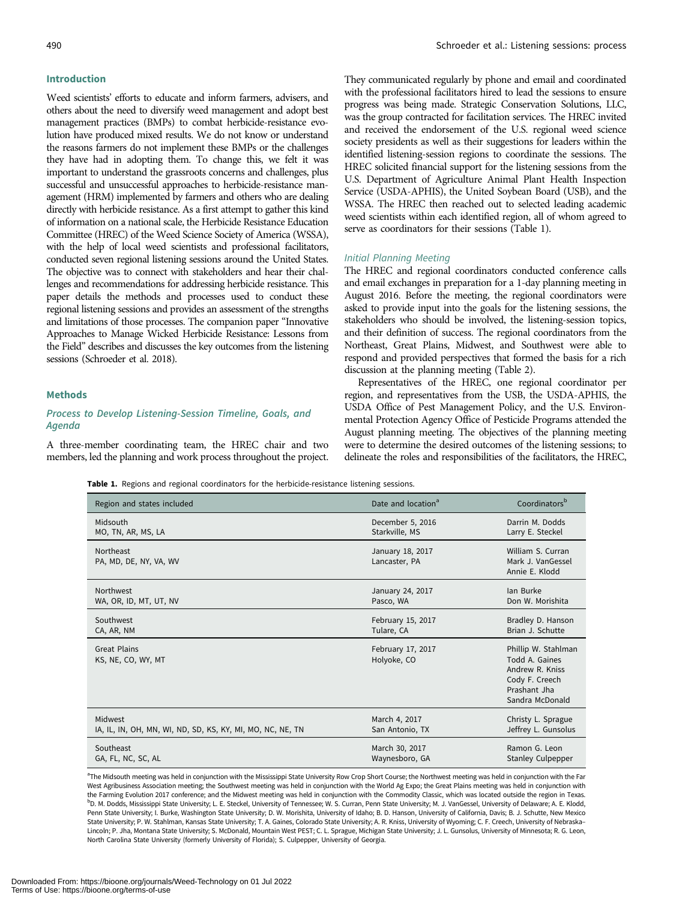## Introduction

Weed scientists' efforts to educate and inform farmers, advisers, and others about the need to diversify weed management and adopt best management practices (BMPs) to combat herbicide-resistance evolution have produced mixed results. We do not know or understand the reasons farmers do not implement these BMPs or the challenges they have had in adopting them. To change this, we felt it was important to understand the grassroots concerns and challenges, plus successful and unsuccessful approaches to herbicide-resistance management (HRM) implemented by farmers and others who are dealing directly with herbicide resistance. As a first attempt to gather this kind of information on a national scale, the Herbicide Resistance Education Committee (HREC) of the Weed Science Society of America (WSSA), with the help of local weed scientists and professional facilitators, conducted seven regional listening sessions around the United States. The objective was to connect with stakeholders and hear their challenges and recommendations for addressing herbicide resistance. This paper details the methods and processes used to conduct these regional listening sessions and provides an assessment of the strengths and limitations of those processes. The companion paper "Innovative Approaches to Manage Wicked Herbicide Resistance: Lessons from the Field" describes and discusses the key outcomes from the listening sessions (Schroeder et al. 2018).

## Methods

### *Process to Develop Listening-Session Timeline, Goals, and Agenda*

A three-member coordinating team, the HREC chair and two members, led the planning and work process throughout the project. They communicated regularly by phone and email and coordinated with the professional facilitators hired to lead the sessions to ensure progress was being made. Strategic Conservation Solutions, LLC, was the group contracted for facilitation services. The HREC invited and received the endorsement of the U.S. regional weed science society presidents as well as their suggestions for leaders within the identified listening-session regions to coordinate the sessions. The HREC solicited financial support for the listening sessions from the U.S. Department of Agriculture Animal Plant Health Inspection Service (USDA-APHIS), the United Soybean Board (USB), and the WSSA. The HREC then reached out to selected leading academic weed scientists within each identified region, all of whom agreed to serve as coordinators for their sessions (Table 1).

### *Initial Planning Meeting*

The HREC and regional coordinators conducted conference calls and email exchanges in preparation for a 1-day planning meeting in August 2016. Before the meeting, the regional coordinators were asked to provide input into the goals for the listening sessions, the stakeholders who should be involved, the listening-session topics, and their definition of success. The regional coordinators from the Northeast, Great Plains, Midwest, and Southwest were able to respond and provided perspectives that formed the basis for a rich discussion at the planning meeting (Table 2).

Representatives of the HREC, one regional coordinator per region, and representatives from the USB, the USDA-APHIS, the USDA Office of Pest Management Policy, and the U.S. Environmental Protection Agency Office of Pesticide Programs attended the August planning meeting. The objectives of the planning meeting were to determine the desired outcomes of the listening sessions; to delineate the roles and responsibilities of the facilitators, the HREC,

**Table 1.** Regions and regional coordinators for the herbicide-resistance listening sessions.

| Region and states included | Date and location[a] | Coordinators[b] |
|---|---|---|
| Midsouth<br>MO, TN, AR, MS, LA | December 5, 2016<br>Starkville, MS | Darrin M. Dodds<br>Larry E. Steckel |
| Northeast<br>PA, MD, DE, NY, VA, WV | January 18, 2017<br>Lancaster, PA | William S. Curran<br>Mark J. VanGessel<br>Annie E. Klodd |
| Northwest<br>WA, OR, ID, MT, UT, NV | January 24, 2017<br>Pasco, WA | Ian Burke<br>Don W. Morishita |
| Southwest<br>CA, AR, NM | February 15, 2017<br>Tulare, CA | Bradley D. Hanson<br>Brian J. Schutte |
| Great Plains<br>KS, NE, CO, WY, MT | February 17, 2017<br>Holyoke, CO | Phillip W. Stahlman<br>Todd A. Gaines<br>Andrew R. Kniss<br>Cody F. Creech<br>Prashant Jha<br>Sandra McDonald |
| Midwest<br>IA, IL, IN, OH, MN, WI, ND, SD, KS, KY, MI, MO, NC, NE, TN | March 4, 2017<br>San Antonio, TX | Christy L. Sprague<br>Jeffrey L. Gunsolus |
| Southeast<br>GA, FL, NC, SC, AL | March 30, 2017<br>Waynesboro, GA | Ramon G. Leon<br>Stanley Culpepper |

[a]The Midsouth meeting was held in conjunction with the Mississippi State University Row Crop Short Course; the Northwest meeting was held in conjunction with the Far West Agribusiness Association meeting; the Southwest meeting was held in conjunction with the World Ag Expo; the Great Plains meeting was held in conjunction with the Farming Evolution 2017 conference; and the Midwest meeting was held in conjunction with the Commodity Classic, which was located outside the region in Texas.
[b]D. M. Dodds, Mississippi State University; L. E. Steckel, University of Tennessee; W. S. Curran, Penn State University; M. J. VanGessel, University of Delaware; A. E. Klodd, Penn State University; I. Burke, Washington State University; D. W. Morishita, University of Idaho; B. D. Hanson, University of California, Davis; B. J. Schutte, New Mexico State University; P. W. Stahlman, Kansas State University; T. A. Gaines, Colorado State University; A. R. Kniss, University of Wyoming; C. F. Creech, University of Nebraska–Lincoln; P. Jha, Montana State University; S. McDonald, Mountain West PEST; C. L. Sprague, Michigan State University; J. L. Gunsolus, University of Minnesota; R. G. Leon, North Carolina State University (formerly University of Florida); S. Culpepper, University of Georgia.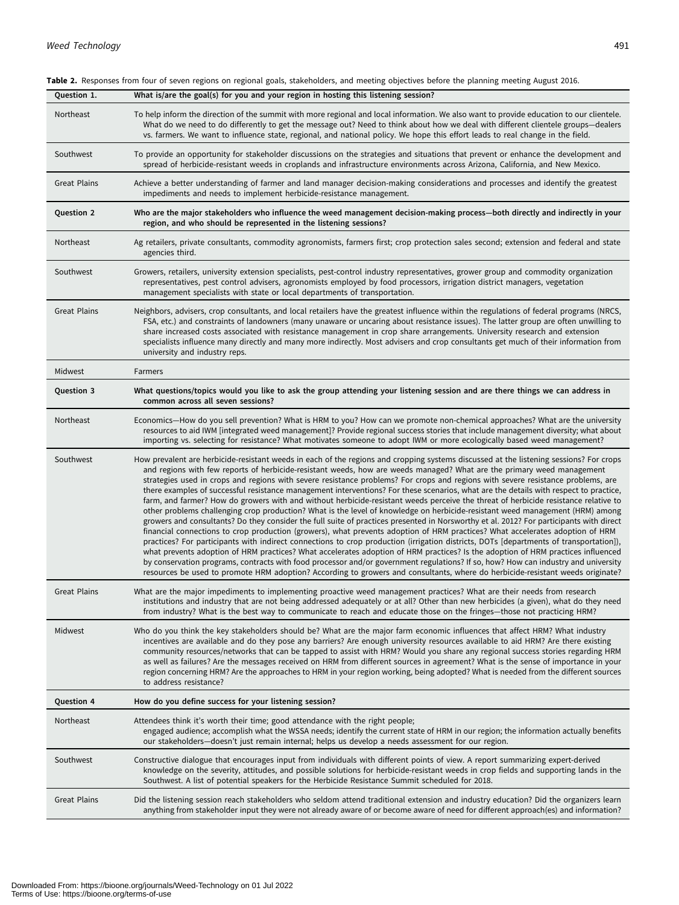**Table 2.** Responses from four of seven regions on regional goals, stakeholders, and meeting objectives before the planning meeting August 2016.

| Question 1. | What is/are the goal(s) for you and your region in hosting this listening session? |
|---|---|
| Northeast | To help inform the direction of the summit with more regional and local information. We also want to provide education to our clientele. What do we need to do differently to get the message out? Need to think about how we deal with different clientele groups—dealers vs. farmers. We want to influence state, regional, and national policy. We hope this effort leads to real change in the field. |
| Southwest | To provide an opportunity for stakeholder discussions on the strategies and situations that prevent or enhance the development and spread of herbicide-resistant weeds in croplands and infrastructure environments across Arizona, California, and New Mexico. |
| Great Plains | Achieve a better understanding of farmer and land manager decision-making considerations and processes and identify the greatest impediments and needs to implement herbicide-resistance management. |
| **Question 2** | **Who are the major stakeholders who influence the weed management decision-making process—both directly and indirectly in your region, and who should be represented in the listening sessions?** |
| Northeast | Ag retailers, private consultants, commodity agronomists, farmers first; crop protection sales second; extension and federal and state agencies third. |
| Southwest | Growers, retailers, university extension specialists, pest-control industry representatives, grower group and commodity organization representatives, pest control advisers, agronomists employed by food processors, irrigation district managers, vegetation management specialists with state or local departments of transportation. |
| Great Plains | Neighbors, advisers, crop consultants, and local retailers have the greatest influence within the regulations of federal programs (NRCS, FSA, etc.) and constraints of landowners (many unaware or uncaring about resistance issues). The latter group are often unwilling to share increased costs associated with resistance management in crop share arrangements. University research and extension specialists influence many directly and many more indirectly. Most advisers and crop consultants get much of their information from university and industry reps. |
| Midwest | Farmers |
| **Question 3** | **What questions/topics would you like to ask the group attending your listening session and are there things we can address in common across all seven sessions?** |
| Northeast | Economics—How do you sell prevention? What is HRM to you? How can we promote non-chemical approaches? What are the university resources to aid IWM [integrated weed management]? Provide regional success stories that include management diversity; what about importing vs. selecting for resistance? What motivates someone to adopt IWM or more ecologically based weed management? |
| Southwest | How prevalent are herbicide-resistant weeds in each of the regions and cropping systems discussed at the listening sessions? For crops and regions with few reports of herbicide-resistant weeds, how are weeds managed? What are the primary weed management strategies used in crops and regions with severe resistance problems? For crops and regions with severe resistance problems, are there examples of successful resistance management interventions? For these scenarios, what are the details with respect to practice, farm, and farmer? How do growers with and without herbicide-resistant weeds perceive the threat of herbicide resistance relative to other problems challenging crop production? What is the level of knowledge on herbicide-resistant weed management (HRM) among growers and consultants? Do they consider the full suite of practices presented in Norsworthy et al. 2012? For participants with direct financial connections to crop production (growers), what prevents adoption of HRM practices? What accelerates adoption of HRM practices? For participants with indirect connections to crop production (irrigation districts, DOTs [departments of transportation]), what prevents adoption of HRM practices? What accelerates adoption of HRM practices? Is the adoption of HRM practices influenced by conservation programs, contracts with food processor and/or government regulations? If so, how? How can industry and university resources be used to promote HRM adoption? According to growers and consultants, where do herbicide-resistant weeds originate? |
| Great Plains | What are the major impediments to implementing proactive weed management practices? What are their needs from research institutions and industry that are not being addressed adequately or at all? Other than new herbicides (a given), what do they need from industry? What is the best way to communicate to reach and educate those on the fringes—those not practicing HRM? |
| Midwest | Who do you think the key stakeholders should be? What are the major farm economic influences that affect HRM? What industry incentives are available and do they pose any barriers? Are enough university resources available to aid HRM? Are there existing community resources/networks that can be tapped to assist with HRM? Would you share any regional success stories regarding HRM as well as failures? Are the messages received on HRM from different sources in agreement? What is the sense of importance in your region concerning HRM? Are the approaches to HRM in your region working, being adopted? What is needed from the different sources to address resistance? |
| **Question 4** | **How do you define success for your listening session?** |
| Northeast | Attendees think it's worth their time; good attendance with the right people; engaged audience; accomplish what the WSSA needs; identify the current state of HRM in our region; the information actually benefits our stakeholders—doesn't just remain internal; helps us develop a needs assessment for our region. |
| Southwest | Constructive dialogue that encourages input from individuals with different points of view. A report summarizing expert-derived knowledge on the severity, attitudes, and possible solutions for herbicide-resistant weeds in crop fields and supporting lands in the Southwest. A list of potential speakers for the Herbicide Resistance Summit scheduled for 2018. |
| Great Plains | Did the listening session reach stakeholders who seldom attend traditional extension and industry education? Did the organizers learn anything from stakeholder input they were not already aware of or become aware of need for different approach(es) and information? |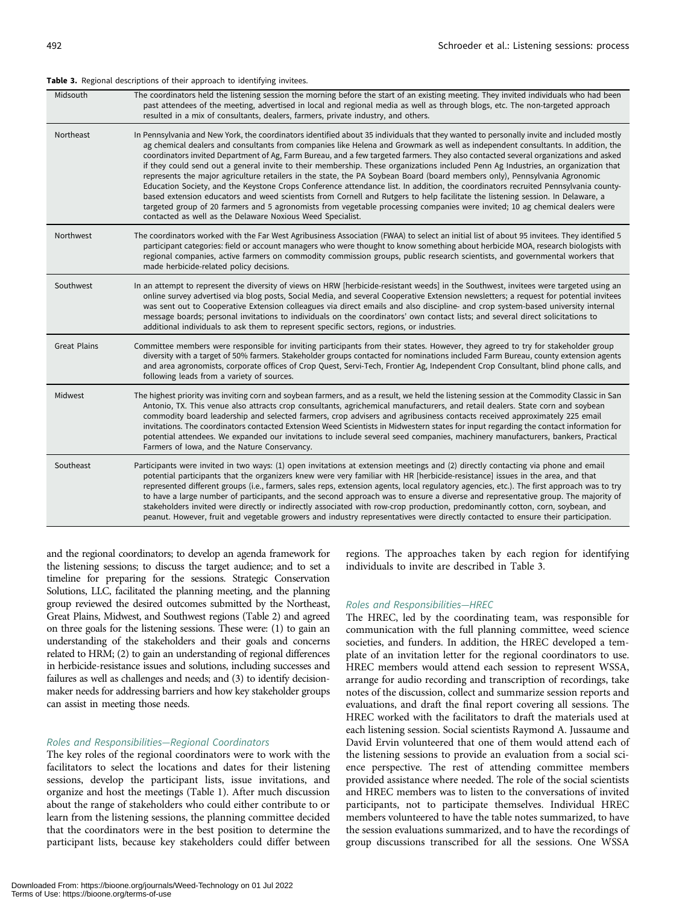**Table 3.** Regional descriptions of their approach to identifying invitees.

| | |
|---|---|
| Midsouth | The coordinators held the listening session the morning before the start of an existing meeting. They invited individuals who had been past attendees of the meeting, advertised in local and regional media as well as through blogs, etc. The non-targeted approach resulted in a mix of consultants, dealers, farmers, private industry, and others. |
| Northeast | In Pennsylvania and New York, the coordinators identified about 35 individuals that they wanted to personally invite and included mostly ag chemical dealers and consultants from companies like Helena and Growmark as well as independent consultants. In addition, the coordinators invited Department of Ag, Farm Bureau, and a few targeted farmers. They also contacted several organizations and asked if they could send out a general invite to their membership. These organizations included Penn Ag Industries, an organization that represents the major agriculture retailers in the state, the PA Soybean Board (board members only), Pennsylvania Agronomic Education Society, and the Keystone Crops Conference attendance list. In addition, the coordinators recruited Pennsylvania county-based extension educators and weed scientists from Cornell and Rutgers to help facilitate the listening session. In Delaware, a targeted group of 20 farmers and 5 agronomists from vegetable processing companies were invited; 10 ag chemical dealers were contacted as well as the Delaware Noxious Weed Specialist. |
| Northwest | The coordinators worked with the Far West Agribusiness Association (FWAA) to select an initial list of about 95 invitees. They identified 5 participant categories: field or account managers who were thought to know something about herbicide MOA, research biologists with regional companies, active farmers on commodity commission groups, public research scientists, and governmental workers that made herbicide-related policy decisions. |
| Southwest | In an attempt to represent the diversity of views on HRW [herbicide-resistant weeds] in the Southwest, invitees were targeted using an online survey advertised via blog posts, Social Media, and several Cooperative Extension newsletters; a request for potential invitees was sent out to Cooperative Extension colleagues via direct emails and also discipline- and crop system-based university internal message boards; personal invitations to individuals on the coordinators' own contact lists; and several direct solicitations to additional individuals to ask them to represent specific sectors, regions, or industries. |
| Great Plains | Committee members were responsible for inviting participants from their states. However, they agreed to try for stakeholder group diversity with a target of 50% farmers. Stakeholder groups contacted for nominations included Farm Bureau, county extension agents and area agronomists, corporate offices of Crop Quest, Servi-Tech, Frontier Ag, Independent Crop Consultant, blind phone calls, and following leads from a variety of sources. |
| Midwest | The highest priority was inviting corn and soybean farmers, and as a result, we held the listening session at the Commodity Classic in San Antonio, TX. This venue also attracts crop consultants, agrichemical manufacturers, and retail dealers. State corn and soybean commodity board leadership and selected farmers, crop advisers and agribusiness contacts received approximately 225 email invitations. The coordinators contacted Extension Weed Scientists in Midwestern states for input regarding the contact information for potential attendees. We expanded our invitations to include several seed companies, machinery manufacturers, bankers, Practical Farmers of Iowa, and the Nature Conservancy. |
| Southeast | Participants were invited in two ways: (1) open invitations at extension meetings and (2) directly contacting via phone and email potential participants that the organizers knew were very familiar with HR [herbicide-resistance] issues in the area, and that represented different groups (i.e., farmers, sales reps, extension agents, local regulatory agencies, etc.). The first approach was to try to have a large number of participants, and the second approach was to ensure a diverse and representative group. The majority of stakeholders invited were directly or indirectly associated with row-crop production, predominantly cotton, corn, soybean, and peanut. However, fruit and vegetable growers and industry representatives were directly contacted to ensure their participation. |

and the regional coordinators; to develop an agenda framework for the listening sessions; to discuss the target audience; and to set a timeline for preparing for the sessions. Strategic Conservation Solutions, LLC, facilitated the planning meeting, and the planning group reviewed the desired outcomes submitted by the Northeast, Great Plains, Midwest, and Southwest regions (Table 2) and agreed on three goals for the listening sessions. These were: (1) to gain an understanding of the stakeholders and their goals and concerns related to HRM; (2) to gain an understanding of regional differences in herbicide-resistance issues and solutions, including successes and failures as well as challenges and needs; and (3) to identify decision-maker needs for addressing barriers and how key stakeholder groups can assist in meeting those needs.

### *Roles and Responsibilities—Regional Coordinators*

The key roles of the regional coordinators were to work with the facilitators to select the locations and dates for their listening sessions, develop the participant lists, issue invitations, and organize and host the meetings (Table 1). After much discussion about the range of stakeholders who could either contribute to or learn from the listening sessions, the planning committee decided that the coordinators were in the best position to determine the participant lists, because key stakeholders could differ between regions. The approaches taken by each region for identifying individuals to invite are described in Table 3.

### *Roles and Responsibilities—HREC*

The HREC, led by the coordinating team, was responsible for communication with the full planning committee, weed science societies, and funders. In addition, the HREC developed a template of an invitation letter for the regional coordinators to use. HREC members would attend each session to represent WSSA, arrange for audio recording and transcription of recordings, take notes of the discussion, collect and summarize session reports and evaluations, and draft the final report covering all sessions. The HREC worked with the facilitators to draft the materials used at each listening session. Social scientists Raymond A. Jussaume and David Ervin volunteered that one of them would attend each of the listening sessions to provide an evaluation from a social science perspective. The rest of attending committee members provided assistance where needed. The role of the social scientists and HREC members was to listen to the conversations of invited participants, not to participate themselves. Individual HREC members volunteered to have the table notes summarized, to have the session evaluations summarized, and to have the recordings of group discussions transcribed for all the sessions. One WSSA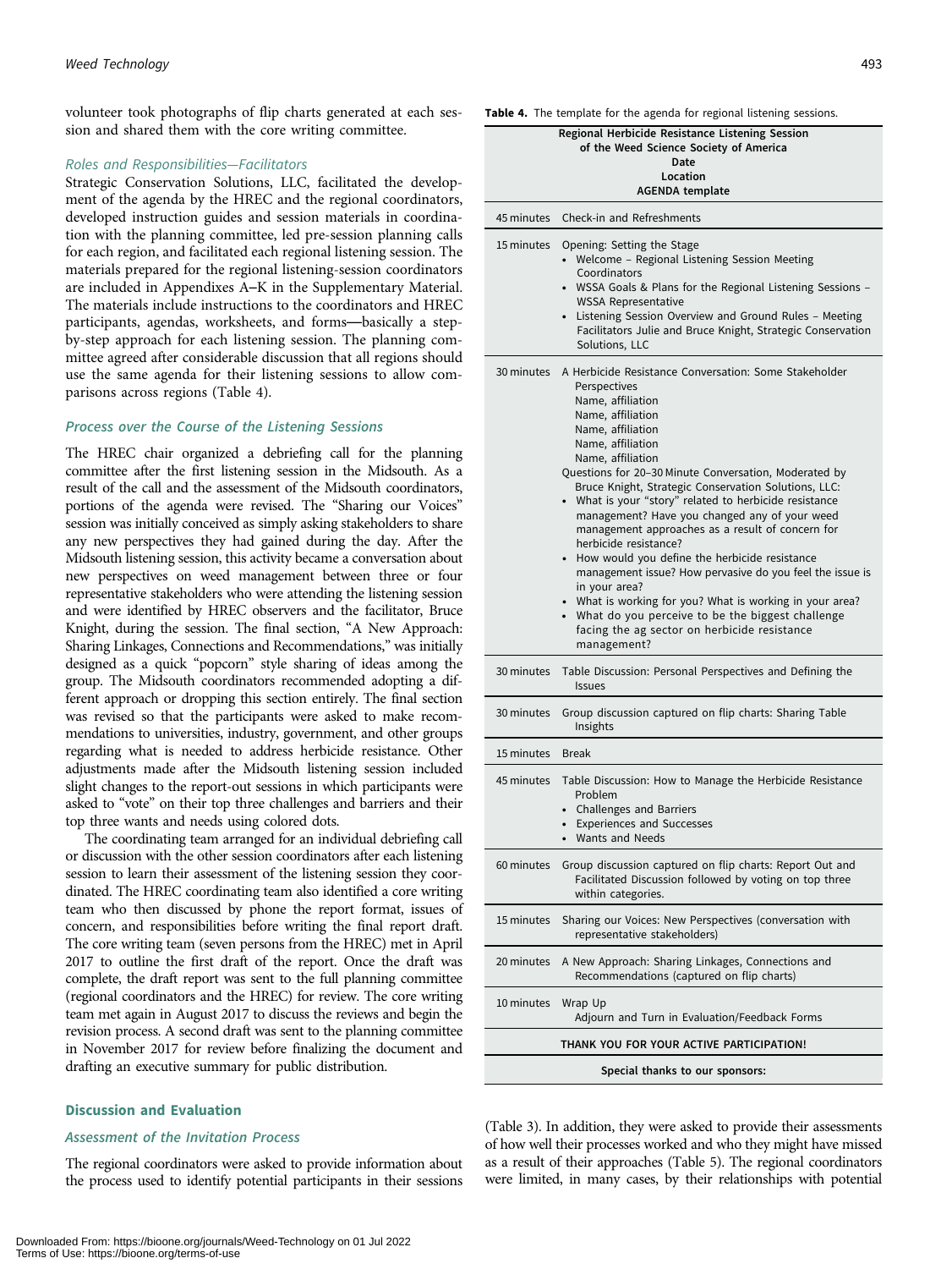volunteer took photographs of flip charts generated at each session and shared them with the core writing committee.

### *Roles and Responsibilities—Facilitators*

Strategic Conservation Solutions, LLC, facilitated the development of the agenda by the HREC and the regional coordinators, developed instruction guides and session materials in coordination with the planning committee, led pre-session planning calls for each region, and facilitated each regional listening session. The materials prepared for the regional listening-session coordinators are included in Appendixes A–K in the Supplementary Material. The materials include instructions to the coordinators and HREC participants, agendas, worksheets, and forms—basically a step-by-step approach for each listening session. The planning committee agreed after considerable discussion that all regions should use the same agenda for their listening sessions to allow comparisons across regions (Table 4).

### *Process over the Course of the Listening Sessions*

The HREC chair organized a debriefing call for the planning committee after the first listening session in the Midsouth. As a result of the call and the assessment of the Midsouth coordinators, portions of the agenda were revised. The "Sharing our Voices" session was initially conceived as simply asking stakeholders to share any new perspectives they had gained during the day. After the Midsouth listening session, this activity became a conversation about new perspectives on weed management between three or four representative stakeholders who were attending the listening session and were identified by HREC observers and the facilitator, Bruce Knight, during the session. The final section, "A New Approach: Sharing Linkages, Connections and Recommendations," was initially designed as a quick "popcorn" style sharing of ideas among the group. The Midsouth coordinators recommended adopting a different approach or dropping this section entirely. The final section was revised so that the participants were asked to make recommendations to universities, industry, government, and other groups regarding what is needed to address herbicide resistance. Other adjustments made after the Midsouth listening session included slight changes to the report-out sessions in which participants were asked to "vote" on their top three challenges and barriers and their top three wants and needs using colored dots.

The coordinating team arranged for an individual debriefing call or discussion with the other session coordinators after each listening session to learn their assessment of the listening session they coordinated. The HREC coordinating team also identified a core writing team who then discussed by phone the report format, issues of concern, and responsibilities before writing the final report draft. The core writing team (seven persons from the HREC) met in April 2017 to outline the first draft of the report. Once the draft was complete, the draft report was sent to the full planning committee (regional coordinators and the HREC) for review. The core writing team met again in August 2017 to discuss the reviews and begin the revision process. A second draft was sent to the planning committee in November 2017 for review before finalizing the document and drafting an executive summary for public distribution.

**Table 4.** The template for the agenda for regional listening sessions.

| Regional Herbicide Resistance Listening Session of the Weed Science Society of America<br>Date<br>Location<br>AGENDA template | |
|---|---|
| 45 minutes | Check-in and Refreshments |
| 15 minutes | Opening: Setting the Stage<br>• Welcome – Regional Listening Session Meeting Coordinators<br>• WSSA Goals & Plans for the Regional Listening Sessions – WSSA Representative<br>• Listening Session Overview and Ground Rules – Meeting Facilitators Julie and Bruce Knight, Strategic Conservation Solutions, LLC |
| 30 minutes | A Herbicide Resistance Conversation: Some Stakeholder Perspectives<br>Name, affiliation<br>Name, affiliation<br>Name, affiliation<br>Name, affiliation<br>Name, affiliation<br>Questions for 20–30 Minute Conversation, Moderated by Bruce Knight, Strategic Conservation Solutions, LLC:<br>• What is your "story" related to herbicide resistance management? Have you changed any of your weed management approaches as a result of concern for herbicide resistance?<br>• How would you define the herbicide resistance management issue? How pervasive do you feel the issue is in your area?<br>• What is working for you? What is working in your area?<br>• What do you perceive to be the biggest challenge facing the ag sector on herbicide resistance management? |
| 30 minutes | Table Discussion: Personal Perspectives and Defining the Issues |
| 30 minutes | Group discussion captured on flip charts: Sharing Table Insights |
| 15 minutes | Break |
| 45 minutes | Table Discussion: How to Manage the Herbicide Resistance Problem<br>• Challenges and Barriers<br>• Experiences and Successes<br>• Wants and Needs |
| 60 minutes | Group discussion captured on flip charts: Report Out and Facilitated Discussion followed by voting on top three within categories. |
| 15 minutes | Sharing our Voices: New Perspectives (conversation with representative stakeholders) |
| 20 minutes | A New Approach: Sharing Linkages, Connections and Recommendations (captured on flip charts) |
| 10 minutes | Wrap Up<br>Adjourn and Turn in Evaluation/Feedback Forms |
| THANK YOU FOR YOUR ACTIVE PARTICIPATION! | |
| Special thanks to our sponsors: | |

## Discussion and Evaluation

### *Assessment of the Invitation Process*

The regional coordinators were asked to provide information about the process used to identify potential participants in their sessions (Table 3). In addition, they were asked to provide their assessments of how well their processes worked and who they might have missed as a result of their approaches (Table 5). The regional coordinators were limited, in many cases, by their relationships with potential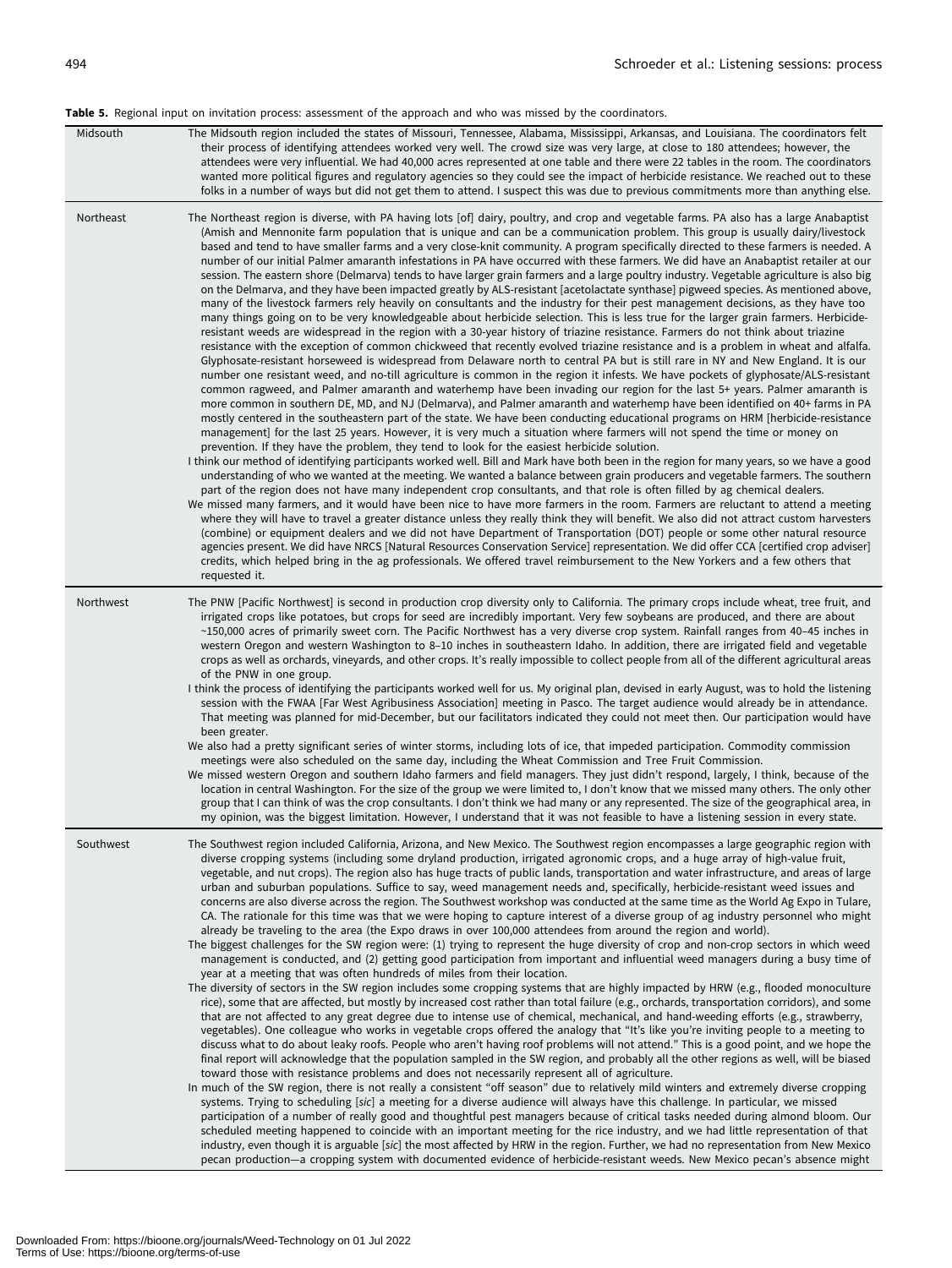**Table 5.** Regional input on invitation process: assessment of the approach and who was missed by the coordinators.

| | |
|---|---|
| Midsouth | The Midsouth region included the states of Missouri, Tennessee, Alabama, Mississippi, Arkansas, and Louisiana. The coordinators felt their process of identifying attendees worked very well. The crowd size was very large, at close to 180 attendees; however, the attendees were very influential. We had 40,000 acres represented at one table and there were 22 tables in the room. The coordinators wanted more political figures and regulatory agencies so they could see the impact of herbicide resistance. We reached out to these folks in a number of ways but did not get them to attend. I suspect this was due to previous commitments more than anything else. |
| Northeast | The Northeast region is diverse, with PA having lots [of] dairy, poultry, and crop and vegetable farms. PA also has a large Anabaptist (Amish and Mennonite farm population that is unique and can be a communication problem. This group is usually dairy/livestock based and tend to have smaller farms and a very close-knit community. A program specifically directed to these farmers is needed. A number of our initial Palmer amaranth infestations in PA have occurred with these farmers. We did have an Anabaptist retailer at our session. The eastern shore (Delmarva) tends to have larger grain farmers and a large poultry industry. Vegetable agriculture is also big on the Delmarva, and they have been impacted greatly by ALS-resistant [acetolactate synthase] pigweed species. As mentioned above, many of the livestock farmers rely heavily on consultants and the industry for their pest management decisions, as they have too many things going on to be very knowledgeable about herbicide selection. This is less true for the larger grain farmers. Herbicide-resistant weeds are widespread in the region with a 30-year history of triazine resistance. Farmers do not think about triazine resistance with the exception of common chickweed that recently evolved triazine resistance and is a problem in wheat and alfalfa. Glyphosate-resistant horseweed is widespread from Delaware north to central PA but is still rare in NY and New England. It is our number one resistant weed, and no-till agriculture is common in the region it infests. We have pockets of glyphosate/ALS-resistant common ragweed, and Palmer amaranth and waterhemp have been invading our region for the last 5+ years. Palmer amaranth is more common in southern DE, MD, and NJ (Delmarva), and Palmer amaranth and waterhemp have been identified on 40+ farms in PA mostly centered in the southeastern part of the state. We have been conducting educational programs on HRM [herbicide-resistance management] for the last 25 years. However, it is very much a situation where farmers will not spend the time or money on prevention. If they have the problem, they tend to look for the easiest herbicide solution.<br>I think our method of identifying participants worked well. Bill and Mark have both been in the region for many years, so we have a good understanding of who we wanted at the meeting. We wanted a balance between grain producers and vegetable farmers. The southern part of the region does not have many independent crop consultants, and that role is often filled by ag chemical dealers.<br>We missed many farmers, and it would have been nice to have more farmers in the room. Farmers are reluctant to attend a meeting where they will have to travel a greater distance unless they really think they will benefit. We also did not attract custom harvesters (combine) or equipment dealers and we did not have Department of Transportation (DOT) people or some other natural resource agencies present. We did have NRCS [Natural Resources Conservation Service] representation. We did offer CCA [certified crop adviser] credits, which helped bring in the ag professionals. We offered travel reimbursement to the New Yorkers and a few others that requested it. |
| Northwest | The PNW [Pacific Northwest] is second in production crop diversity only to California. The primary crops include wheat, tree fruit, and irrigated crops like potatoes, but crops for seed are incredibly important. Very few soybeans are produced, and there are about ~150,000 acres of primarily sweet corn. The Pacific Northwest has a very diverse crop system. Rainfall ranges from 40–45 inches in western Oregon and western Washington to 8–10 inches in southeastern Idaho. In addition, there are irrigated field and vegetable crops as well as orchards, vineyards, and other crops. It's really impossible to collect people from all of the different agricultural areas of the PNW in one group.<br>I think the process of identifying the participants worked well for us. My original plan, devised in early August, was to hold the listening session with the FWAA [Far West Agribusiness Association] meeting in Pasco. The target audience would already be in attendance. That meeting was planned for mid-December, but our facilitators indicated they could not meet then. Our participation would have been greater.<br>We also had a pretty significant series of winter storms, including lots of ice, that impeded participation. Commodity commission meetings were also scheduled on the same day, including the Wheat Commission and Tree Fruit Commission.<br>We missed western Oregon and southern Idaho farmers and field managers. They just didn't respond, largely, I think, because of the location in central Washington. For the size of the group we were limited to, I don't know that we missed many others. The only other group that I can think of was the crop consultants. I don't think we had many or any represented. The size of the geographical area, in my opinion, was the biggest limitation. However, I understand that it was not feasible to have a listening session in every state. |
| Southwest | The Southwest region included California, Arizona, and New Mexico. The Southwest region encompasses a large geographic region with diverse cropping systems (including some dryland production, irrigated agronomic crops, and a huge array of high-value fruit, vegetable, and nut crops). The region also has huge tracts of public lands, transportation and water infrastructure, and areas of large urban and suburban populations. Suffice to say, weed management needs and, specifically, herbicide-resistant weed issues and concerns are also diverse across the region. The Southwest workshop was conducted at the same time as the World Ag Expo in Tulare, CA. The rationale for this time was that we were hoping to capture interest of a diverse group of ag industry personnel who might already be traveling to the area (the Expo draws in over 100,000 attendees from around the region and world).<br>The biggest challenges for the SW region were: (1) trying to represent the huge diversity of crop and non-crop sectors in which weed management is conducted, and (2) getting good participation from important and influential weed managers during a busy time of year at a meeting that was often hundreds of miles from their location.<br>The diversity of sectors in the SW region includes some cropping systems that are highly impacted by HRW (e.g., flooded monoculture rice), some that are affected, but mostly by increased cost rather than total failure (e.g., orchards, transportation corridors), and some that are not affected to any great degree due to intense use of chemical, mechanical, and hand-weeding efforts (e.g., strawberry, vegetables). One colleague who works in vegetable crops offered the analogy that "It's like you're inviting people to a meeting to discuss what to do about leaky roofs. People who aren't having roof problems will not attend." This is a good point, and we hope the final report will acknowledge that the population sampled in the SW region, and probably all the other regions as well, will be biased toward those with resistance problems and does not necessarily represent all of agriculture.<br>In much of the SW region, there is not really a consistent "off season" due to relatively mild winters and extremely diverse cropping systems. Trying to scheduling [*sic*] a meeting for a diverse audience will always have this challenge. In particular, we missed participation of a number of really good and thoughtful pest managers because of critical tasks needed during almond bloom. Our scheduled meeting happened to coincide with an important meeting for the rice industry, and we had little representation of that industry, even though it is arguable [*sic*] the most affected by HRW in the region. Further, we had no representation from New Mexico pecan production—a cropping system with documented evidence of herbicide-resistant weeds. New Mexico pecan's absence might |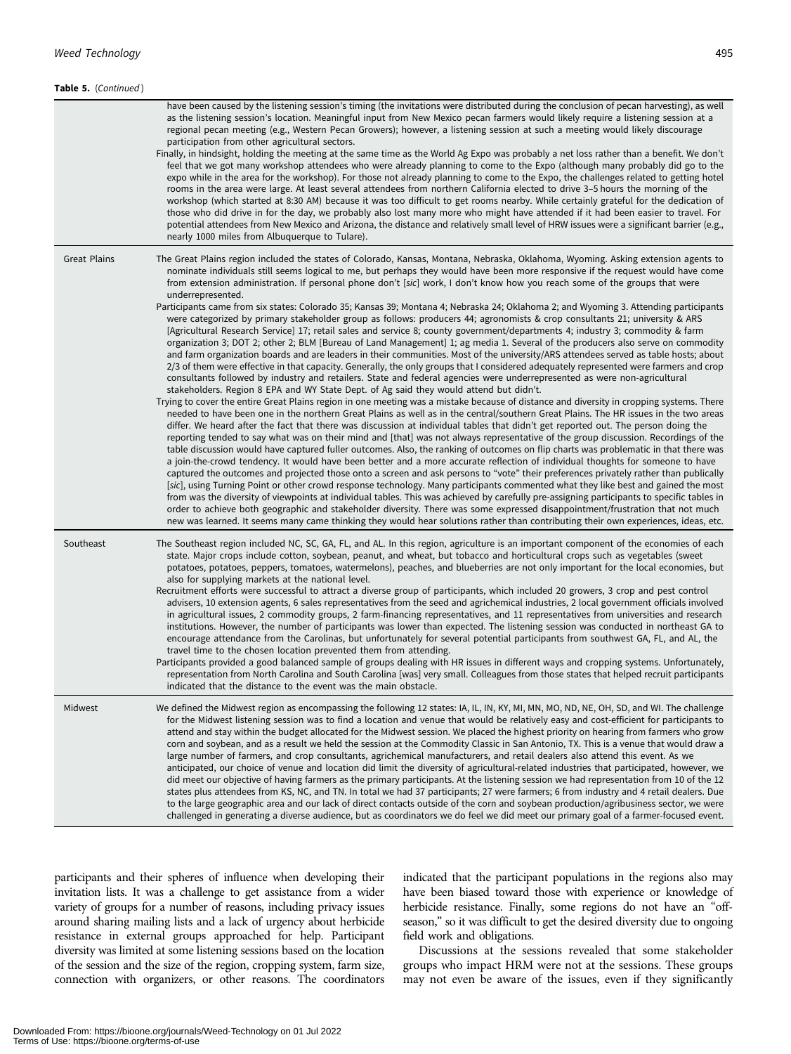**Table 5.** (*Continued*)

| | |
|---|---|
| | have been caused by the listening session's timing (the invitations were distributed during the conclusion of pecan harvesting), as well as the listening session's location. Meaningful input from New Mexico pecan farmers would likely require a listening session at a regional pecan meeting (e.g., Western Pecan Growers); however, a listening session at such a meeting would likely discourage participation from other agricultural sectors.<br>Finally, in hindsight, holding the meeting at the same time as the World Ag Expo was probably a net loss rather than a benefit. We don't feel that we got many workshop attendees who were already planning to come to the Expo (although many probably did go to the expo while in the area for the workshop). For those not already planning to come to the Expo, the challenges related to getting hotel rooms in the area were large. At least several attendees from northern California elected to drive 3–5 hours the morning of the workshop (which started at 8:30 AM) because it was too difficult to get rooms nearby. While certainly grateful for the dedication of those who did drive in for the day, we probably also lost many more who might have attended if it had been easier to travel. For potential attendees from New Mexico and Arizona, the distance and relatively small level of HRW issues were a significant barrier (e.g., nearly 1000 miles from Albuquerque to Tulare). |
| Great Plains | The Great Plains region included the states of Colorado, Kansas, Montana, Nebraska, Oklahoma, Wyoming. Asking extension agents to nominate individuals still seems logical to me, but perhaps they would have been more responsive if the request would have come from extension administration. If personal phone don't [*sic*] work, I don't know how you reach some of the groups that were underrepresented.<br>Participants came from six states: Colorado 35; Kansas 39; Montana 4; Nebraska 24; Oklahoma 2; and Wyoming 3. Attending participants were categorized by primary stakeholder group as follows: producers 44; agronomists & crop consultants 21; university & ARS [Agricultural Research Service] 17; retail sales and service 8; county government/departments 4; industry 3; commodity & farm organization 3; DOT 2; other 2; BLM [Bureau of Land Management] 1; ag media 1. Several of the producers also serve on commodity and farm organization boards and are leaders in their communities. Most of the university/ARS attendees served as table hosts; about 2/3 of them were effective in that capacity. Generally, the only groups that I considered adequately represented were farmers and crop consultants followed by industry and retailers. State and federal agencies were underrepresented as were non-agricultural stakeholders. Region 8 EPA and WY State Dept. of Ag said they would attend but didn't.<br>Trying to cover the entire Great Plains region in one meeting was a mistake because of distance and diversity in cropping systems. There needed to have been one in the northern Great Plains as well as in the central/southern Great Plains. The HR issues in the two areas differ. We heard after the fact that there was discussion at individual tables that didn't get reported out. The person doing the reporting tended to say what was on their mind and [that] was not always representative of the group discussion. Recordings of the table discussion would have captured fuller outcomes. Also, the ranking of outcomes on flip charts was problematic in that there was a join-the-crowd tendency. It would have been better and a more accurate reflection of individual thoughts for someone to have captured the outcomes and projected those onto a screen and ask persons to "vote" their preferences privately rather than publically [*sic*], using Turning Point or other crowd response technology. Many participants commented what they like best and gained the most from was the diversity of viewpoints at individual tables. This was achieved by carefully pre-assigning participants to specific tables in order to achieve both geographic and stakeholder diversity. There was some expressed disappointment/frustration that not much new was learned. It seems many came thinking they would hear solutions rather than contributing their own experiences, ideas, etc. |
| Southeast | The Southeast region included NC, SC, GA, FL, and AL. In this region, agriculture is an important component of the economies of each state. Major crops include cotton, soybean, peanut, and wheat, but tobacco and horticultural crops such as vegetables (sweet potatoes, potatoes, peppers, tomatoes, watermelons), peaches, and blueberries are not only important for the local economies, but also for supplying markets at the national level.<br>Recruitment efforts were successful to attract a diverse group of participants, which included 20 growers, 3 crop and pest control advisers, 10 extension agents, 6 sales representatives from the seed and agrichemical industries, 2 local government officials involved in agricultural issues, 2 commodity groups, 2 farm-financing representatives, and 11 representatives from universities and research institutions. However, the number of participants was lower than expected. The listening session was conducted in northeast GA to encourage attendance from the Carolinas, but unfortunately for several potential participants from southwest GA, FL, and AL, the travel time to the chosen location prevented them from attending.<br>Participants provided a good balanced sample of groups dealing with HR issues in different ways and cropping systems. Unfortunately, representation from North Carolina and South Carolina [was] very small. Colleagues from those states that helped recruit participants indicated that the distance to the event was the main obstacle. |
| Midwest | We defined the Midwest region as encompassing the following 12 states: IA, IL, IN, KY, MI, MN, MO, ND, NE, OH, SD, and WI. The challenge for the Midwest listening session was to find a location and venue that would be relatively easy and cost-efficient for participants to attend and stay within the budget allocated for the Midwest session. We placed the highest priority on hearing from farmers who grow corn and soybean, and as a result we held the session at the Commodity Classic in San Antonio, TX. This is a venue that would draw a large number of farmers, and crop consultants, agrichemical manufacturers, and retail dealers also attend this event. As we anticipated, our choice of venue and location did limit the diversity of agricultural-related industries that participated, however, we did meet our objective of having farmers as the primary participants. At the listening session we had representation from 10 of the 12 states plus attendees from KS, NC, and TN. In total we had 37 participants; 27 were farmers; 6 from industry and 4 retail dealers. Due to the large geographic area and our lack of direct contacts outside of the corn and soybean production/agribusiness sector, we were challenged in generating a diverse audience, but as coordinators we do feel we did meet our primary goal of a farmer-focused event. |

participants and their spheres of influence when developing their invitation lists. It was a challenge to get assistance from a wider variety of groups for a number of reasons, including privacy issues around sharing mailing lists and a lack of urgency about herbicide resistance in external groups approached for help. Participant diversity was limited at some listening sessions based on the location of the session and the size of the region, cropping system, farm size, connection with organizers, or other reasons. The coordinators indicated that the participant populations in the regions also may have been biased toward those with experience or knowledge of herbicide resistance. Finally, some regions do not have an "off-season," so it was difficult to get the desired diversity due to ongoing field work and obligations.

Discussions at the sessions revealed that some stakeholder groups who impact HRM were not at the sessions. These groups may not even be aware of the issues, even if they significantly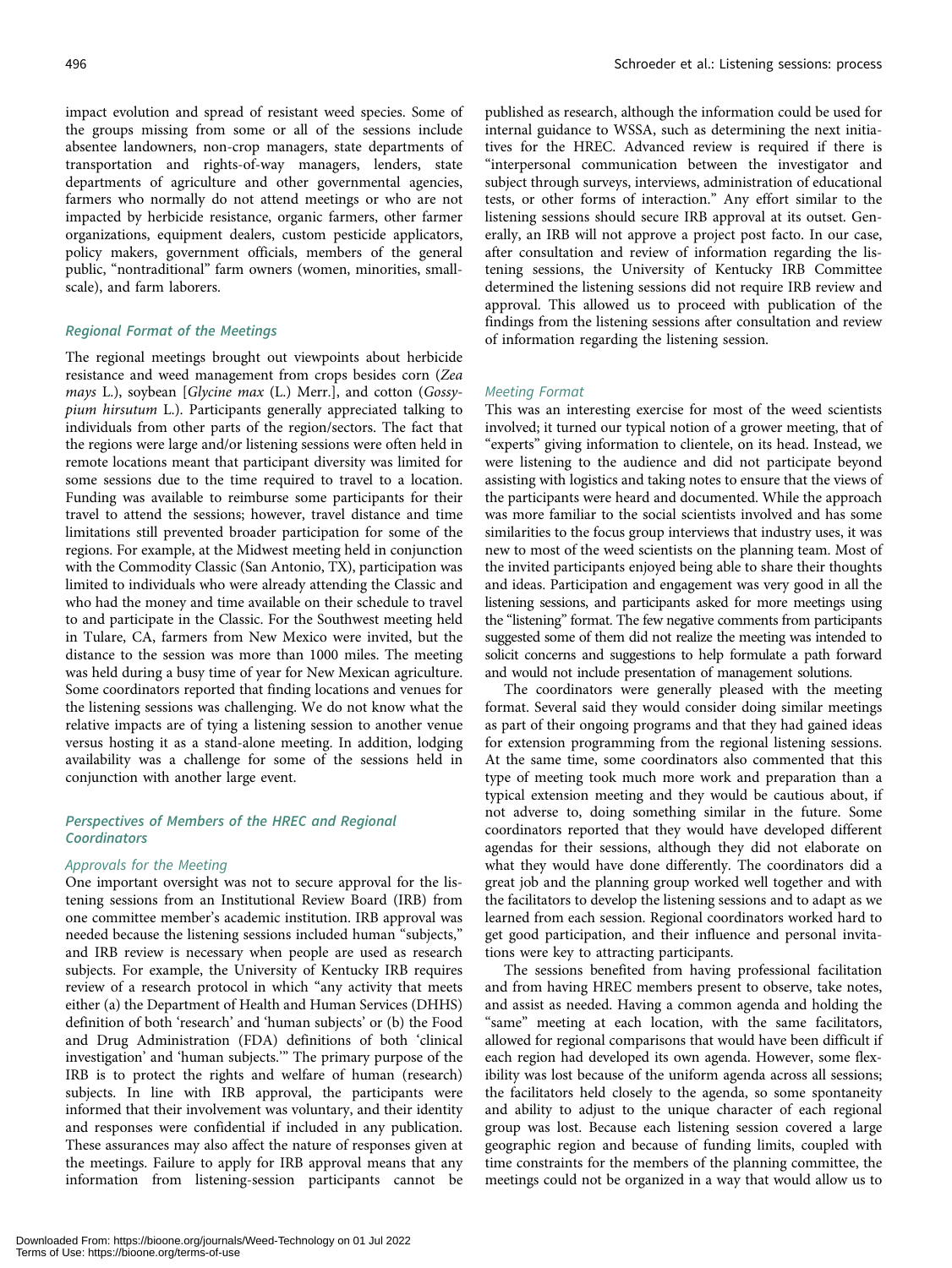impact evolution and spread of resistant weed species. Some of the groups missing from some or all of the sessions include absentee landowners, non-crop managers, state departments of transportation and rights-of-way managers, lenders, state departments of agriculture and other governmental agencies, farmers who normally do not attend meetings or who are not impacted by herbicide resistance, organic farmers, other farmer organizations, equipment dealers, custom pesticide applicators, policy makers, government officials, members of the general public, "nontraditional" farm owners (women, minorities, small-scale), and farm laborers.

### Regional Format of the Meetings

The regional meetings brought out viewpoints about herbicide resistance and weed management from crops besides corn (*Zea mays* L.), soybean [*Glycine max* (L.) Merr.], and cotton (*Gossypium hirsutum* L.). Participants generally appreciated talking to individuals from other parts of the region/sectors. The fact that the regions were large and/or listening sessions were often held in remote locations meant that participant diversity was limited for some sessions due to the time required to travel to a location. Funding was available to reimburse some participants for their travel to attend the sessions; however, travel distance and time limitations still prevented broader participation for some of the regions. For example, at the Midwest meeting held in conjunction with the Commodity Classic (San Antonio, TX), participation was limited to individuals who were already attending the Classic and who had the money and time available on their schedule to travel to and participate in the Classic. For the Southwest meeting held in Tulare, CA, farmers from New Mexico were invited, but the distance to the session was more than 1000 miles. The meeting was held during a busy time of year for New Mexican agriculture. Some coordinators reported that finding locations and venues for the listening sessions was challenging. We do not know what the relative impacts are of tying a listening session to another venue versus hosting it as a stand-alone meeting. In addition, lodging availability was a challenge for some of the sessions held in conjunction with another large event.

### Perspectives of Members of the HREC and Regional Coordinators

#### Approvals for the Meeting

One important oversight was not to secure approval for the listening sessions from an Institutional Review Board (IRB) from one committee member's academic institution. IRB approval was needed because the listening sessions included human "subjects," and IRB review is necessary when people are used as research subjects. For example, the University of Kentucky IRB requires review of a research protocol in which "any activity that meets either (a) the Department of Health and Human Services (DHHS) definition of both 'research' and 'human subjects' or (b) the Food and Drug Administration (FDA) definitions of both 'clinical investigation' and 'human subjects.'" The primary purpose of the IRB is to protect the rights and welfare of human (research) subjects. In line with IRB approval, the participants were informed that their involvement was voluntary, and their identity and responses were confidential if included in any publication. These assurances may also affect the nature of responses given at the meetings. Failure to apply for IRB approval means that any information from listening-session participants cannot be published as research, although the information could be used for internal guidance to WSSA, such as determining the next initiatives for the HREC. Advanced review is required if there is "interpersonal communication between the investigator and subject through surveys, interviews, administration of educational tests, or other forms of interaction." Any effort similar to the listening sessions should secure IRB approval at its outset. Generally, an IRB will not approve a project post facto. In our case, after consultation and review of information regarding the listening sessions, the University of Kentucky IRB Committee determined the listening sessions did not require IRB review and approval. This allowed us to proceed with publication of the findings from the listening sessions after consultation and review of information regarding the listening session.

#### Meeting Format

This was an interesting exercise for most of the weed scientists involved; it turned our typical notion of a grower meeting, that of "experts" giving information to clientele, on its head. Instead, we were listening to the audience and did not participate beyond assisting with logistics and taking notes to ensure that the views of the participants were heard and documented. While the approach was more familiar to the social scientists involved and has some similarities to the focus group interviews that industry uses, it was new to most of the weed scientists on the planning team. Most of the invited participants enjoyed being able to share their thoughts and ideas. Participation and engagement was very good in all the listening sessions, and participants asked for more meetings using the "listening" format. The few negative comments from participants suggested some of them did not realize the meeting was intended to solicit concerns and suggestions to help formulate a path forward and would not include presentation of management solutions.

The coordinators were generally pleased with the meeting format. Several said they would consider doing similar meetings as part of their ongoing programs and that they had gained ideas for extension programming from the regional listening sessions. At the same time, some coordinators also commented that this type of meeting took much more work and preparation than a typical extension meeting and they would be cautious about, if not adverse to, doing something similar in the future. Some coordinators reported that they would have developed different agendas for their sessions, although they did not elaborate on what they would have done differently. The coordinators did a great job and the planning group worked well together and with the facilitators to develop the listening sessions and to adapt as we learned from each session. Regional coordinators worked hard to get good participation, and their influence and personal invitations were key to attracting participants.

The sessions benefited from having professional facilitation and from having HREC members present to observe, take notes, and assist as needed. Having a common agenda and holding the "same" meeting at each location, with the same facilitators, allowed for regional comparisons that would have been difficult if each region had developed its own agenda. However, some flexibility was lost because of the uniform agenda across all sessions; the facilitators held closely to the agenda, so some spontaneity and ability to adjust to the unique character of each regional group was lost. Because each listening session covered a large geographic region and because of funding limits, coupled with time constraints for the members of the planning committee, the meetings could not be organized in a way that would allow us to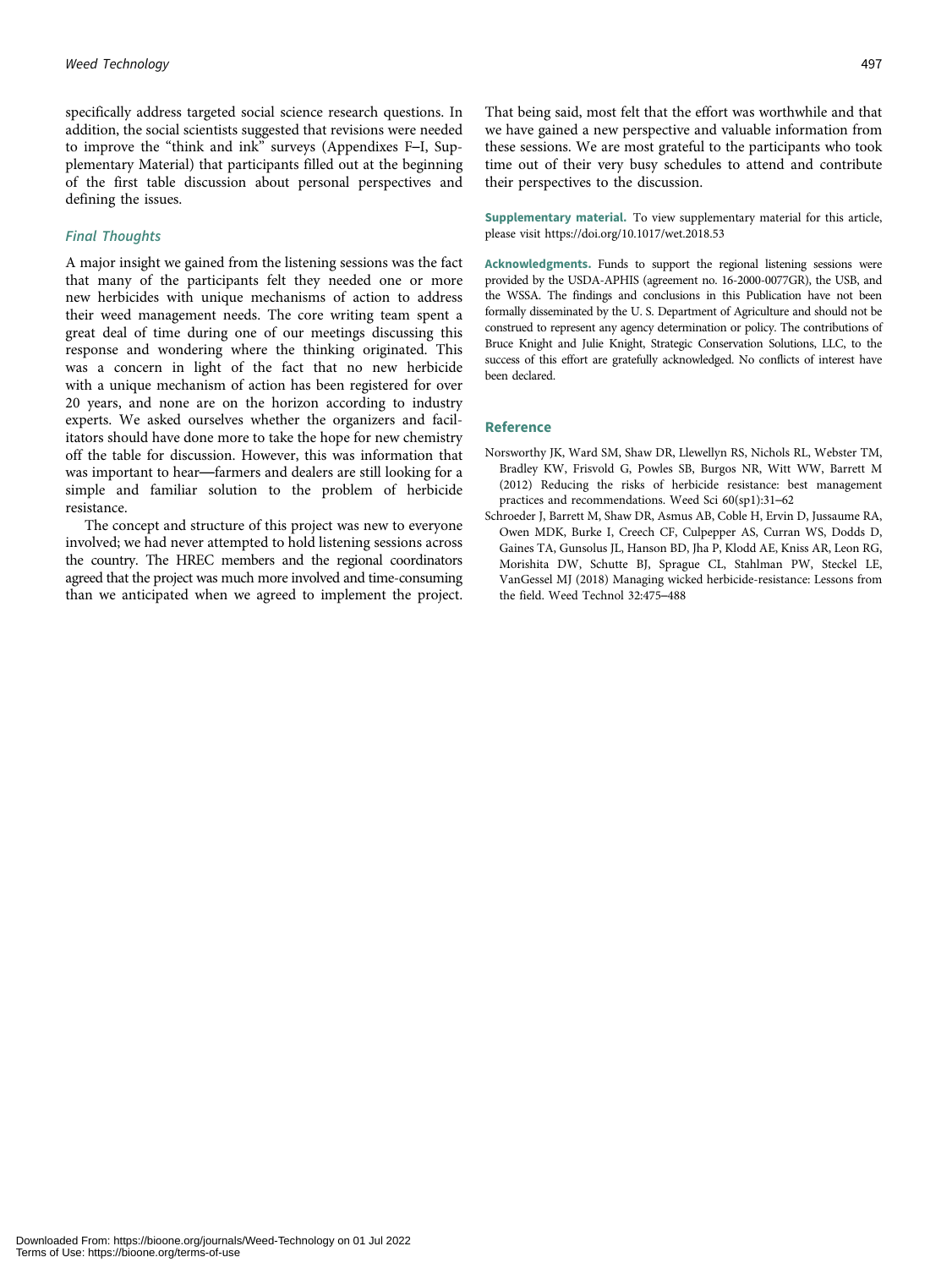specifically address targeted social science research questions. In addition, the social scientists suggested that revisions were needed to improve the "think and ink" surveys (Appendixes F–I, Supplementary Material) that participants filled out at the beginning of the first table discussion about personal perspectives and defining the issues.

### Final Thoughts

A major insight we gained from the listening sessions was the fact that many of the participants felt they needed one or more new herbicides with unique mechanisms of action to address their weed management needs. The core writing team spent a great deal of time during one of our meetings discussing this response and wondering where the thinking originated. This was a concern in light of the fact that no new herbicide with a unique mechanism of action has been registered for over 20 years, and none are on the horizon according to industry experts. We asked ourselves whether the organizers and facilitators should have done more to take the hope for new chemistry off the table for discussion. However, this was information that was important to hear—farmers and dealers are still looking for a simple and familiar solution to the problem of herbicide resistance.

The concept and structure of this project was new to everyone involved; we had never attempted to hold listening sessions across the country. The HREC members and the regional coordinators agreed that the project was much more involved and time-consuming than we anticipated when we agreed to implement the project. That being said, most felt that the effort was worthwhile and that we have gained a new perspective and valuable information from these sessions. We are most grateful to the participants who took time out of their very busy schedules to attend and contribute their perspectives to the discussion.

**Supplementary material.** To view supplementary material for this article, please visit https://doi.org/10.1017/wet.2018.53

**Acknowledgments.** Funds to support the regional listening sessions were provided by the USDA-APHIS (agreement no. 16-2000-0077GR), the USB, and the WSSA. The findings and conclusions in this Publication have not been formally disseminated by the U. S. Department of Agriculture and should not be construed to represent any agency determination or policy. The contributions of Bruce Knight and Julie Knight, Strategic Conservation Solutions, LLC, to the success of this effort are gratefully acknowledged. No conflicts of interest have been declared.

## Reference

Norsworthy JK, Ward SM, Shaw DR, Llewellyn RS, Nichols RL, Webster TM, Bradley KW, Frisvold G, Powles SB, Burgos NR, Witt WW, Barrett M (2012) Reducing the risks of herbicide resistance: best management practices and recommendations. Weed Sci 60(sp1):31–62

Schroeder J, Barrett M, Shaw DR, Asmus AB, Coble H, Ervin D, Jussaume RA, Owen MDK, Burke I, Creech CF, Culpepper AS, Curran WS, Dodds D, Gaines TA, Gunsolus JL, Hanson BD, Jha P, Klodd AE, Kniss AR, Leon RG, Morishita DW, Schutte BJ, Sprague CL, Stahlman PW, Steckel LE, VanGessel MJ (2018) Managing wicked herbicide-resistance: Lessons from the field. Weed Technol 32:475–488